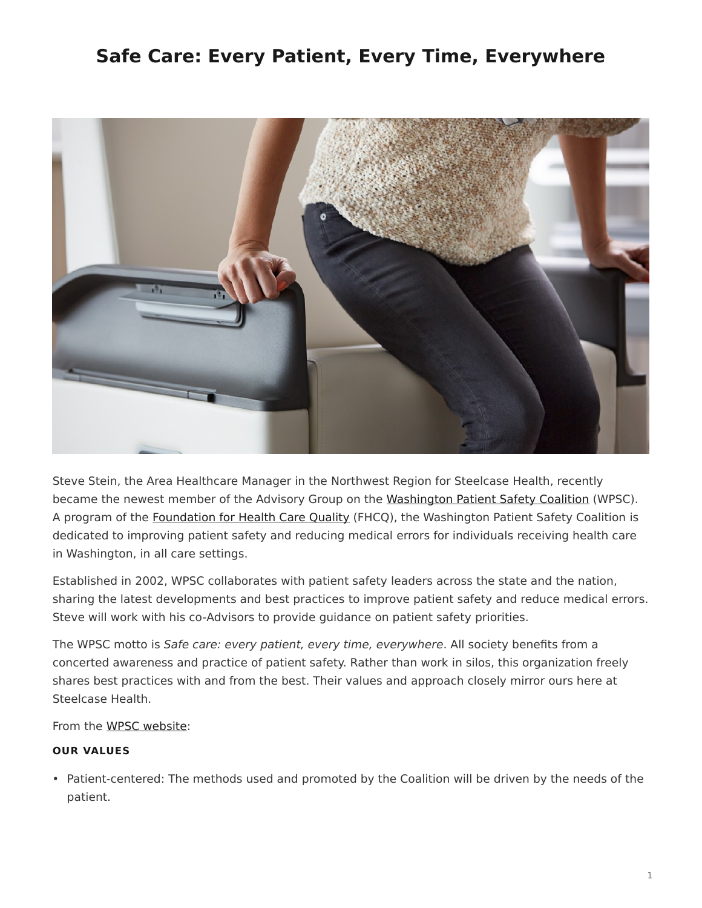# Safe Care: Every Patient, Every Time, Everywhere

Steve Stein, the Area Healthcare Manager in the Northwest Region for Steelcase Health, recently became the newest member of the Advisory Group on the Washington Patient Safety Coalition (WPSC). A program of the Foundation for Health Care Quality (FHCQ), the Washington Patient Safety Coalition is dedicated to improving patient safety and reducing medical errors for individuals receiving health care in Washington, in all care settings.

Established in 2002, WPSC collaborates with patient safety leaders across the state and the nation, sharing the latest developments and best practices to improve patient safety and reduce medical errors. Steve will work with his co-Advisors to provide guidance on patient safety priorities.

The WPSC motto is *Safe care: every patient, every time, everywhere*. All society benefits from a concerted awareness and practice of patient safety. Rather than work in silos, this organization freely shares best practices with and from the best. Their values and approach closely mirror ours here at Steelcase Health.

From the WPSC website:

**OUR VALUES**

- Patient-centered: The methods used and promoted by the Coalition will be driven by the needs of the patient.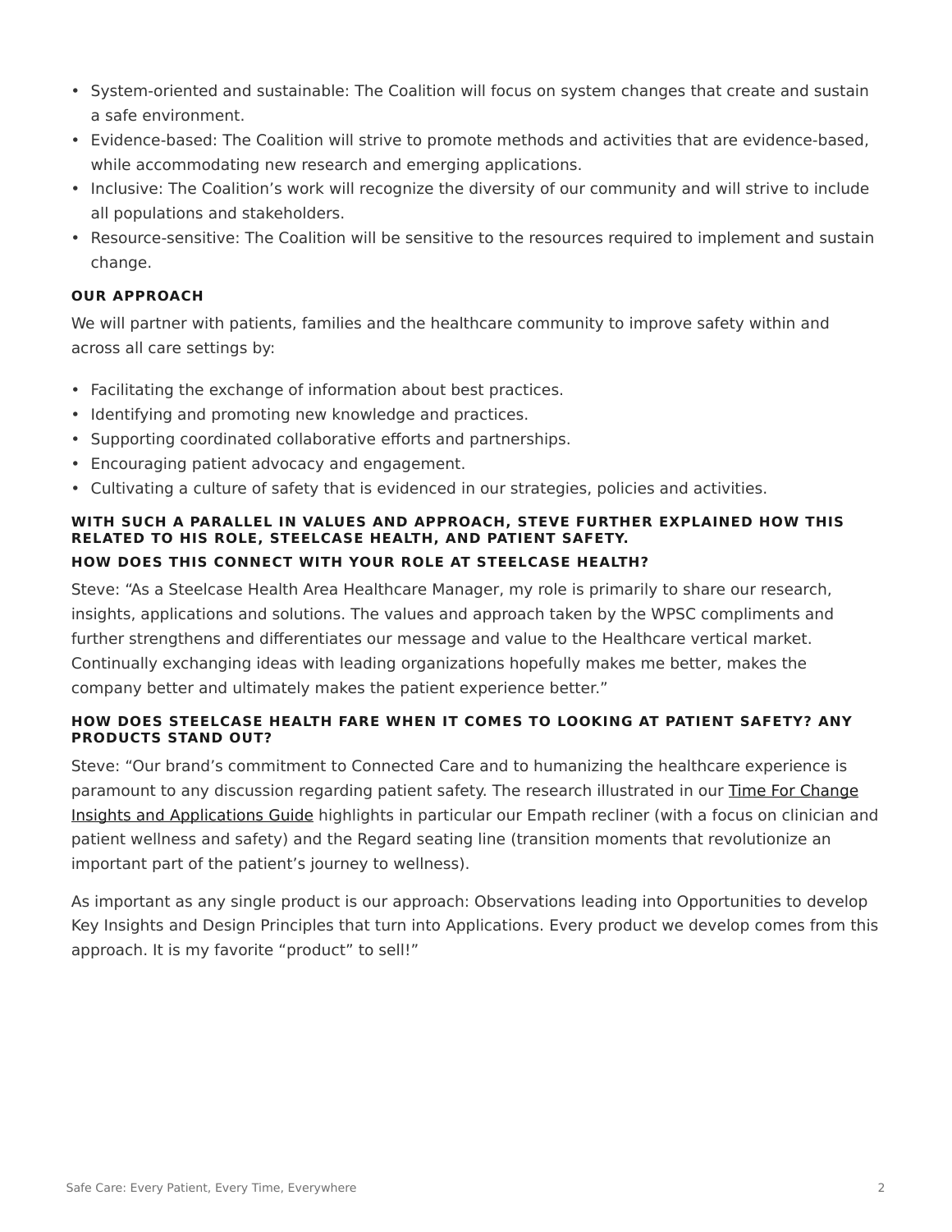- System-oriented and sustainable: The Coalition will focus on system changes that create and sustain a safe environment.
- Evidence-based: The Coalition will strive to promote methods and activities that are evidence-based, while accommodating new research and emerging applications.
- Inclusive: The Coalition's work will recognize the diversity of our community and will strive to include all populations and stakeholders.
- Resource-sensitive: The Coalition will be sensitive to the resources required to implement and sustain change.

### OUR APPROACH

We will partner with patients, families and the healthcare community to improve safety within and across all care settings by:

- Facilitating the exchange of information about best practices.
- Identifying and promoting new knowledge and practices.
- Supporting coordinated collaborative efforts and partnerships.
- Encouraging patient advocacy and engagement.
- Cultivating a culture of safety that is evidenced in our strategies, policies and activities.

### WITH SUCH A PARALLEL IN VALUES AND APPROACH, STEVE FURTHER EXPLAINED HOW THIS RELATED TO HIS ROLE, STEELCASE HEALTH, AND PATIENT SAFETY.

### HOW DOES THIS CONNECT WITH YOUR ROLE AT STEELCASE HEALTH?

Steve: "As a Steelcase Health Area Healthcare Manager, my role is primarily to share our research, insights, applications and solutions. The values and approach taken by the WPSC compliments and further strengthens and differentiates our message and value to the Healthcare vertical market. Continually exchanging ideas with leading organizations hopefully makes me better, makes the company better and ultimately makes the patient experience better."

### HOW DOES STEELCASE HEALTH FARE WHEN IT COMES TO LOOKING AT PATIENT SAFETY? ANY PRODUCTS STAND OUT?

Steve: "Our brand's commitment to Connected Care and to humanizing the healthcare experience is paramount to any discussion regarding patient safety. The research illustrated in our Time For Change Insights and Applications Guide highlights in particular our Empath recliner (with a focus on clinician and patient wellness and safety) and the Regard seating line (transition moments that revolutionize an important part of the patient's journey to wellness).

As important as any single product is our approach: Observations leading into Opportunities to develop Key Insights and Design Principles that turn into Applications. Every product we develop comes from this approach. It is my favorite "product" to sell!"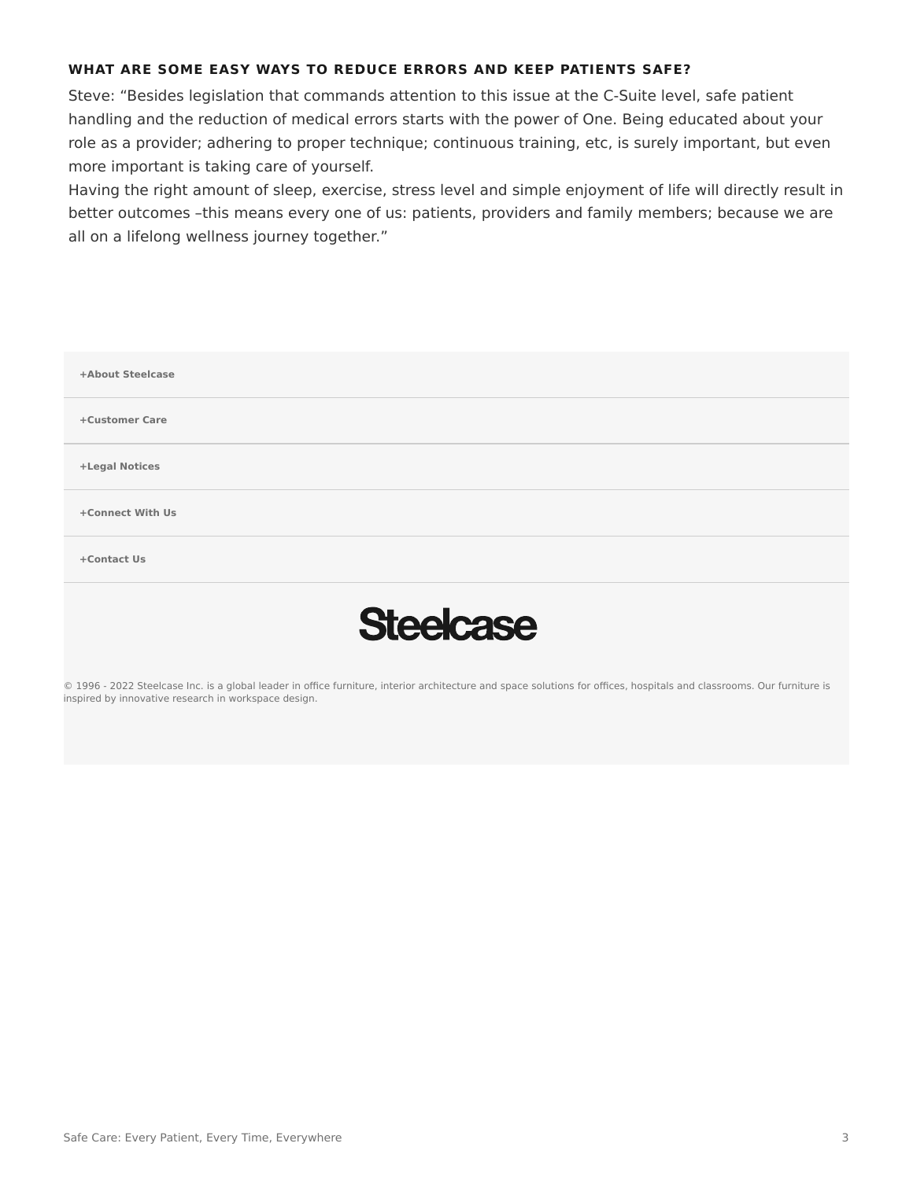### WHAT ARE SOME EASY WAYS TO REDUCE ERRORS AND KEEP PATIENTS SAFE?

Steve: "Besides legislation that commands attention to this issue at the C-Suite level, safe patient handling and the reduction of medical errors starts with the power of One. Being educated about your role as a provider; adhering to proper technique; continuous training, etc, is surely important, but even more important is taking care of yourself.

Having the right amount of sleep, exercise, stress level and simple enjoyment of life will directly result in better outcomes –this means every one of us: patients, providers and family members; because we are all on a lifelong wellness journey together."

+About Steelcase

+Customer Care

+Legal Notices

+Connect With Us

+Contact Us

Steelcase

© 1996 - 2022 Steelcase Inc. is a global leader in office furniture, interior architecture and space solutions for offices, hospitals and classrooms. Our furniture is inspired by innovative research in workspace design.